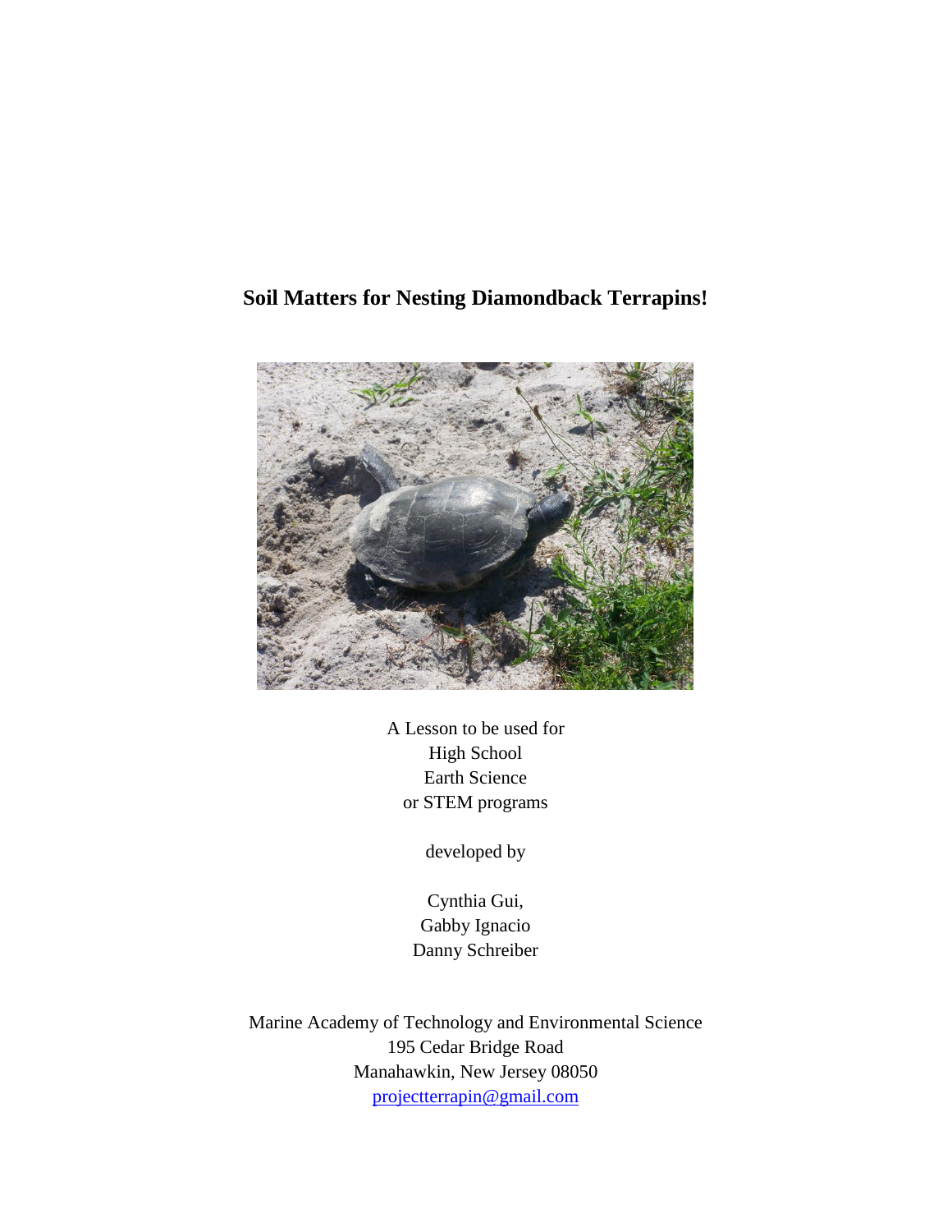# Soil Matters for Nesting Diamondback Terrapins!

A Lesson to be used for
High School
Earth Science
or STEM programs

developed by

Cynthia Gui,
Gabby Ignacio
Danny Schreiber

Marine Academy of Technology and Environmental Science
195 Cedar Bridge Road
Manahawkin, New Jersey 08050
projectterrapin@gmail.com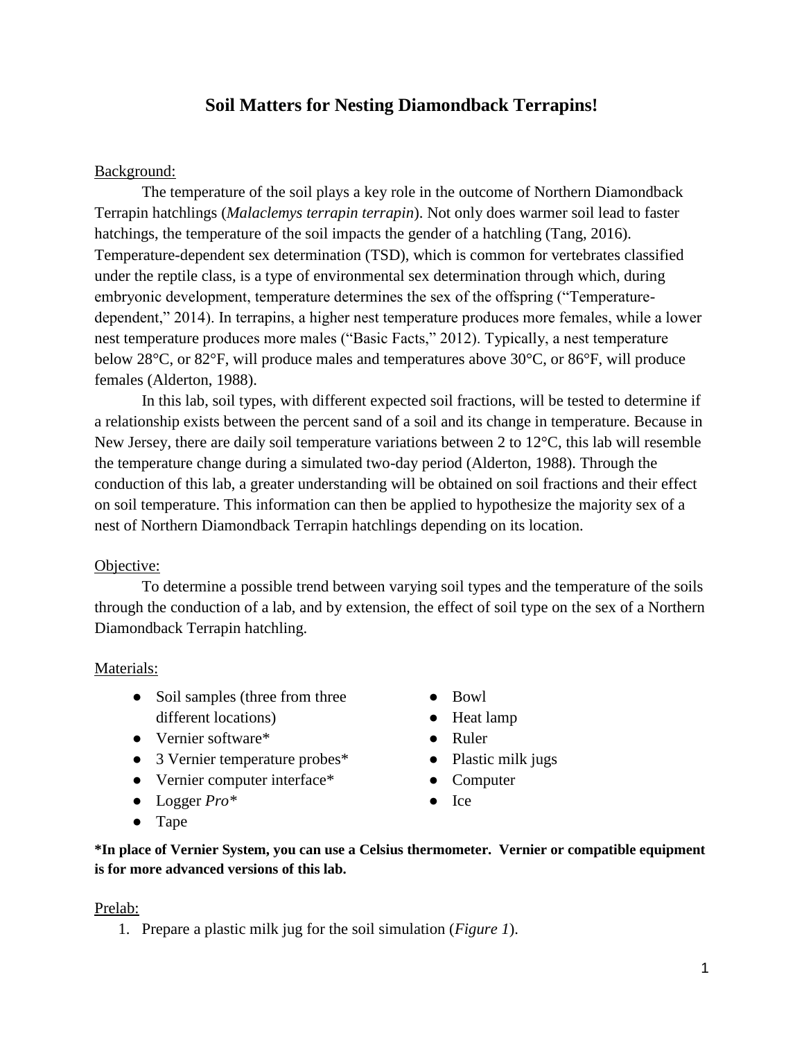# Soil Matters for Nesting Diamondback Terrapins!

## Background:

The temperature of the soil plays a key role in the outcome of Northern Diamondback Terrapin hatchlings (*Malaclemys terrapin terrapin*). Not only does warmer soil lead to faster hatchings, the temperature of the soil impacts the gender of a hatchling (Tang, 2016). Temperature-dependent sex determination (TSD), which is common for vertebrates classified under the reptile class, is a type of environmental sex determination through which, during embryonic development, temperature determines the sex of the offspring ("Temperature-dependent," 2014). In terrapins, a higher nest temperature produces more females, while a lower nest temperature produces more males ("Basic Facts," 2012). Typically, a nest temperature below 28°C, or 82°F, will produce males and temperatures above 30°C, or 86°F, will produce females (Alderton, 1988).

In this lab, soil types, with different expected soil fractions, will be tested to determine if a relationship exists between the percent sand of a soil and its change in temperature. Because in New Jersey, there are daily soil temperature variations between 2 to 12°C, this lab will resemble the temperature change during a simulated two-day period (Alderton, 1988). Through the conduction of this lab, a greater understanding will be obtained on soil fractions and their effect on soil temperature. This information can then be applied to hypothesize the majority sex of a nest of Northern Diamondback Terrapin hatchlings depending on its location.

## Objective:

To determine a possible trend between varying soil types and the temperature of the soils through the conduction of a lab, and by extension, the effect of soil type on the sex of a Northern Diamondback Terrapin hatchling.

## Materials:

- Soil samples (three from three different locations)
- Vernier software*
- 3 Vernier temperature probes*
- Vernier computer interface*
- Logger *Pro**
- Tape
- Bowl
- Heat lamp
- Ruler
- Plastic milk jugs
- Computer
- Ice

**\*In place of Vernier System, you can use a Celsius thermometer. Vernier or compatible equipment is for more advanced versions of this lab.**

## Prelab:

1. Prepare a plastic milk jug for the soil simulation (*Figure 1*).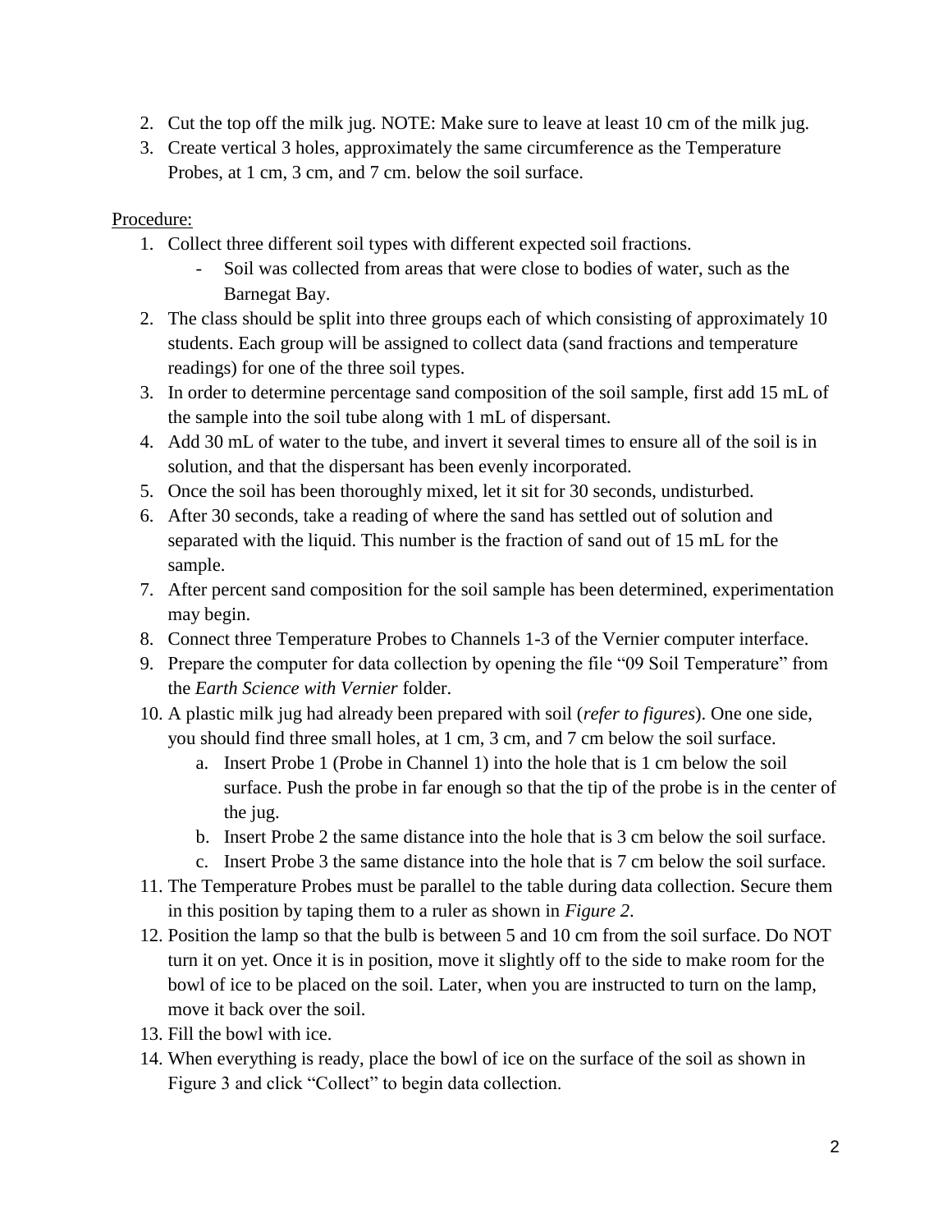2. Cut the top off the milk jug. NOTE: Make sure to leave at least 10 cm of the milk jug.
3. Create vertical 3 holes, approximately the same circumference as the Temperature Probes, at 1 cm, 3 cm, and 7 cm. below the soil surface.

Procedure:

1. Collect three different soil types with different expected soil fractions.
   - Soil was collected from areas that were close to bodies of water, such as the Barnegat Bay.
2. The class should be split into three groups each of which consisting of approximately 10 students. Each group will be assigned to collect data (sand fractions and temperature readings) for one of the three soil types.
3. In order to determine percentage sand composition of the soil sample, first add 15 mL of the sample into the soil tube along with 1 mL of dispersant.
4. Add 30 mL of water to the tube, and invert it several times to ensure all of the soil is in solution, and that the dispersant has been evenly incorporated.
5. Once the soil has been thoroughly mixed, let it sit for 30 seconds, undisturbed.
6. After 30 seconds, take a reading of where the sand has settled out of solution and separated with the liquid. This number is the fraction of sand out of 15 mL for the sample.
7. After percent sand composition for the soil sample has been determined, experimentation may begin.
8. Connect three Temperature Probes to Channels 1-3 of the Vernier computer interface.
9. Prepare the computer for data collection by opening the file "09 Soil Temperature" from the *Earth Science with Vernier* folder.
10. A plastic milk jug had already been prepared with soil (*refer to figures*). One one side, you should find three small holes, at 1 cm, 3 cm, and 7 cm below the soil surface.
    a. Insert Probe 1 (Probe in Channel 1) into the hole that is 1 cm below the soil surface. Push the probe in far enough so that the tip of the probe is in the center of the jug.
    b. Insert Probe 2 the same distance into the hole that is 3 cm below the soil surface.
    c. Insert Probe 3 the same distance into the hole that is 7 cm below the soil surface.
11. The Temperature Probes must be parallel to the table during data collection. Secure them in this position by taping them to a ruler as shown in *Figure 2*.
12. Position the lamp so that the bulb is between 5 and 10 cm from the soil surface. Do NOT turn it on yet. Once it is in position, move it slightly off to the side to make room for the bowl of ice to be placed on the soil. Later, when you are instructed to turn on the lamp, move it back over the soil.
13. Fill the bowl with ice.
14. When everything is ready, place the bowl of ice on the surface of the soil as shown in Figure 3 and click "Collect" to begin data collection.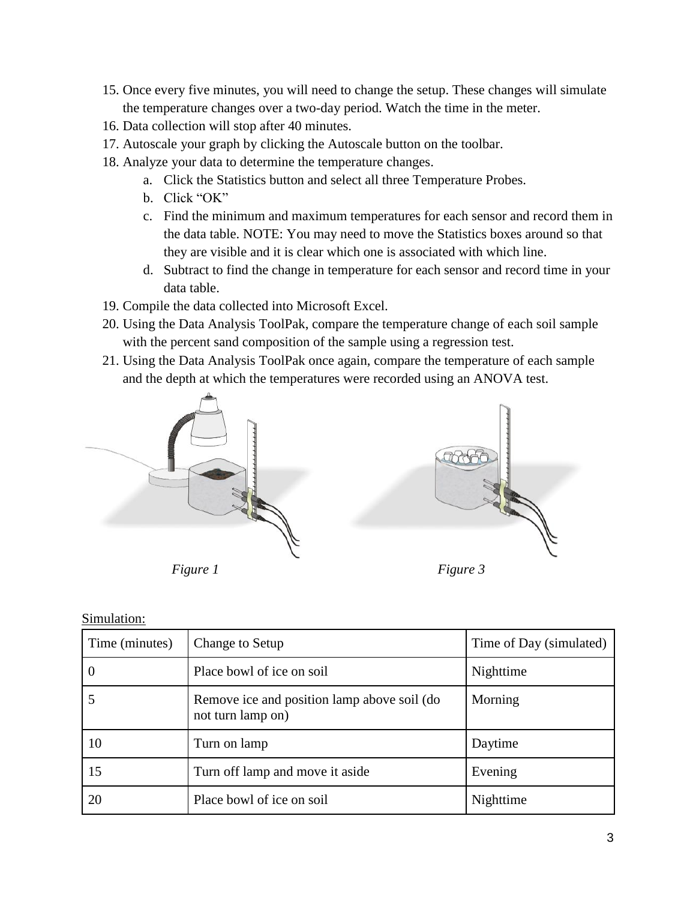15. Once every five minutes, you will need to change the setup. These changes will simulate the temperature changes over a two-day period. Watch the time in the meter.
16. Data collection will stop after 40 minutes.
17. Autoscale your graph by clicking the Autoscale button on the toolbar.
18. Analyze your data to determine the temperature changes.
    a. Click the Statistics button and select all three Temperature Probes.
    b. Click "OK"
    c. Find the minimum and maximum temperatures for each sensor and record them in the data table. NOTE: You may need to move the Statistics boxes around so that they are visible and it is clear which one is associated with which line.
    d. Subtract to find the change in temperature for each sensor and record time in your data table.
19. Compile the data collected into Microsoft Excel.
20. Using the Data Analysis ToolPak, compare the temperature change of each soil sample with the percent sand composition of the sample using a regression test.
21. Using the Data Analysis ToolPak once again, compare the temperature of each sample and the depth at which the temperatures were recorded using an ANOVA test.

*Figure 1*

*Figure 3*

Simulation:

| Time (minutes) | Change to Setup | Time of Day (simulated) |
|---|---|---|
| 0 | Place bowl of ice on soil | Nighttime |
| 5 | Remove ice and position lamp above soil (do not turn lamp on) | Morning |
| 10 | Turn on lamp | Daytime |
| 15 | Turn off lamp and move it aside | Evening |
| 20 | Place bowl of ice on soil | Nighttime |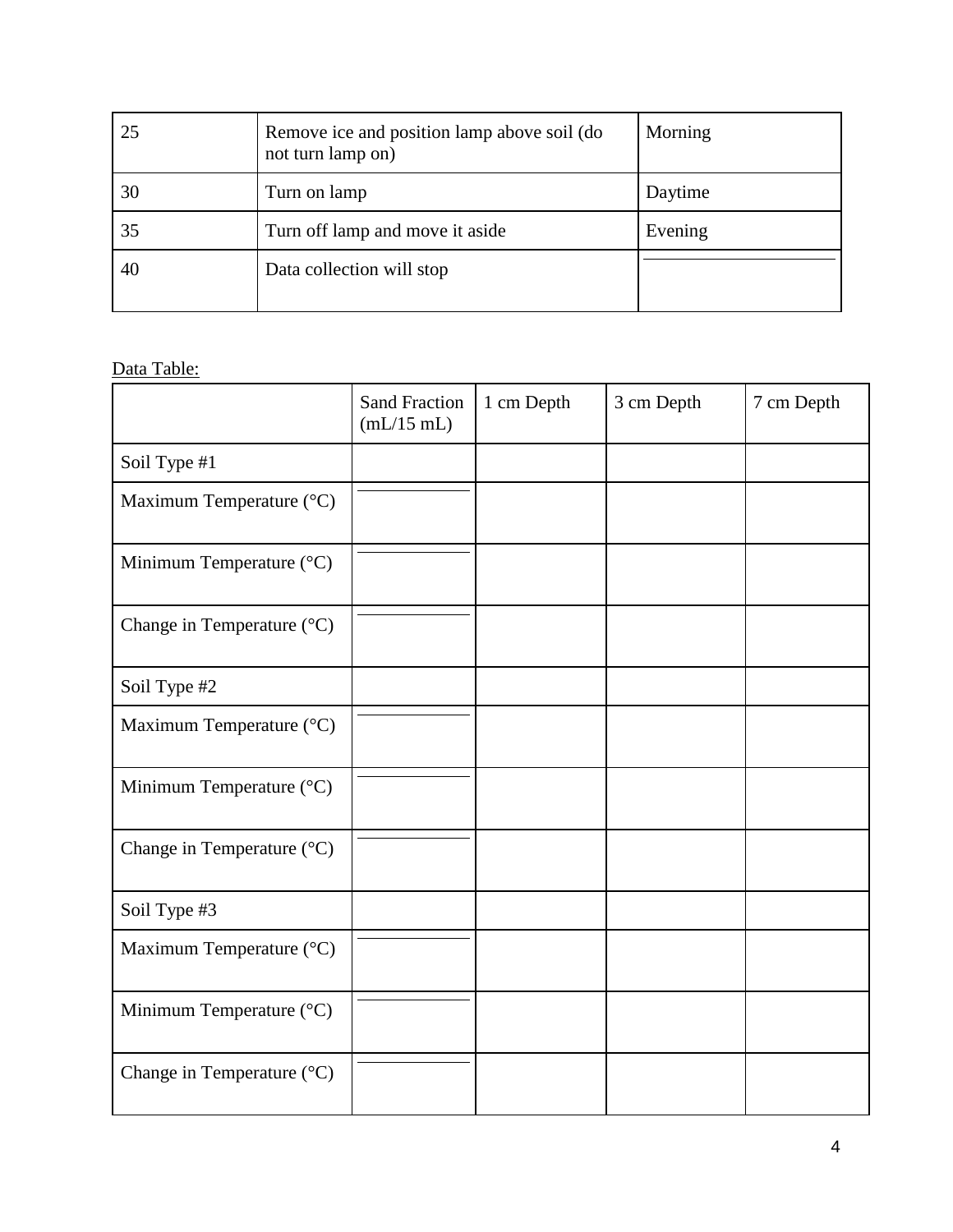| 25 | Remove ice and position lamp above soil (do not turn lamp on) | Morning |
|---|---|---|
| 30 | Turn on lamp | Daytime |
| 35 | Turn off lamp and move it aside | Evening |
| 40 | Data collection will stop | |

Data Table:

| | Sand Fraction (mL/15 mL) | 1 cm Depth | 3 cm Depth | 7 cm Depth |
|---|---|---|---|---|
| Soil Type #1 | | | | |
| Maximum Temperature (°C) | | | | |
| Minimum Temperature (°C) | | | | |
| Change in Temperature (°C) | | | | |
| Soil Type #2 | | | | |
| Maximum Temperature (°C) | | | | |
| Minimum Temperature (°C) | | | | |
| Change in Temperature (°C) | | | | |
| Soil Type #3 | | | | |
| Maximum Temperature (°C) | | | | |
| Minimum Temperature (°C) | | | | |
| Change in Temperature (°C) | | | | |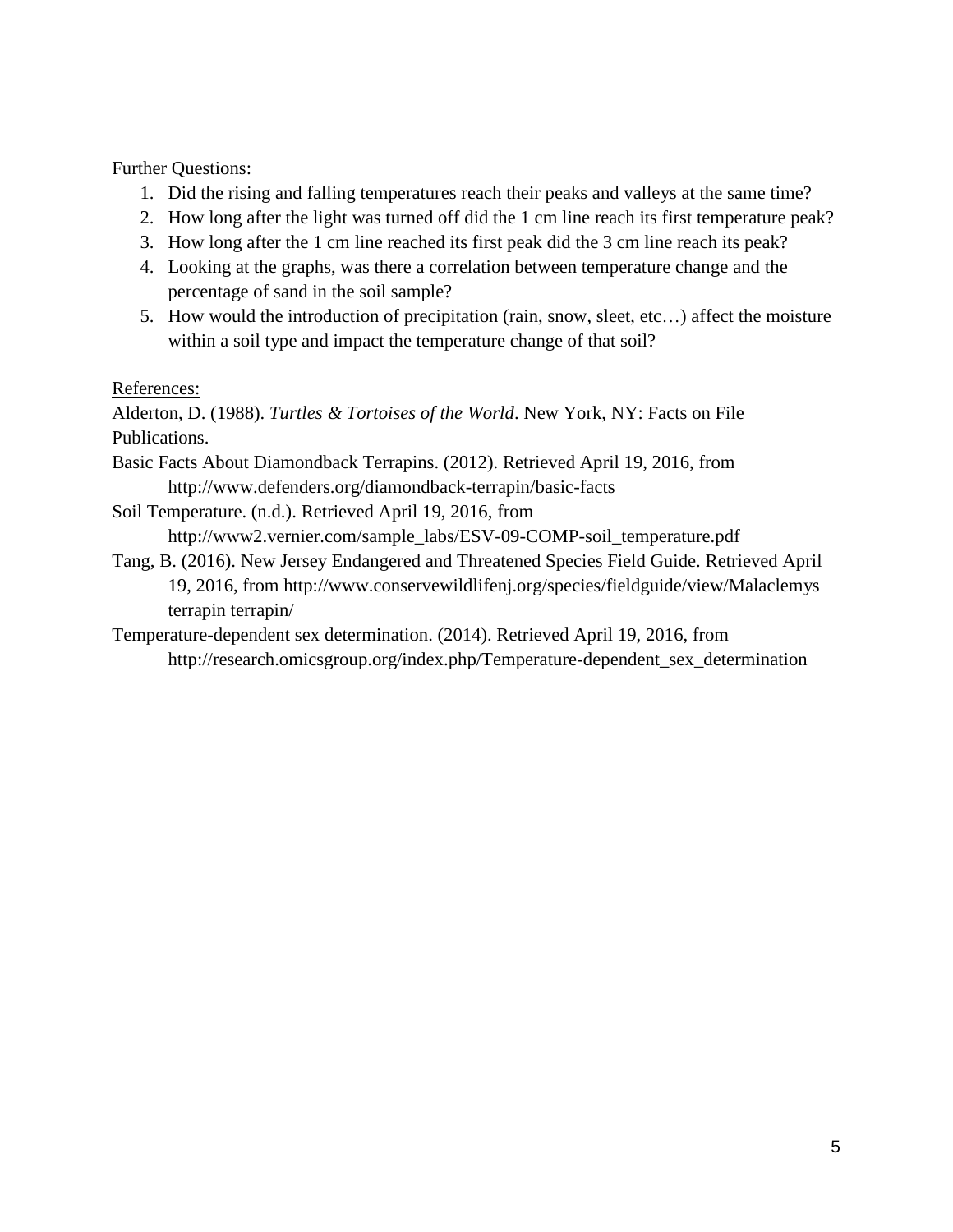Further Questions:

1. Did the rising and falling temperatures reach their peaks and valleys at the same time?
2. How long after the light was turned off did the 1 cm line reach its first temperature peak?
3. How long after the 1 cm line reached its first peak did the 3 cm line reach its peak?
4. Looking at the graphs, was there a correlation between temperature change and the percentage of sand in the soil sample?
5. How would the introduction of precipitation (rain, snow, sleet, etc…) affect the moisture within a soil type and impact the temperature change of that soil?

References:

Alderton, D. (1988). *Turtles & Tortoises of the World*. New York, NY: Facts on File Publications.

Basic Facts About Diamondback Terrapins. (2012). Retrieved April 19, 2016, from http://www.defenders.org/diamondback-terrapin/basic-facts

Soil Temperature. (n.d.). Retrieved April 19, 2016, from http://www2.vernier.com/sample_labs/ESV-09-COMP-soil_temperature.pdf

Tang, B. (2016). New Jersey Endangered and Threatened Species Field Guide. Retrieved April 19, 2016, from http://www.conservewildlifenj.org/species/fieldguide/view/Malaclemys terrapin terrapin/

Temperature-dependent sex determination. (2014). Retrieved April 19, 2016, from http://research.omicsgroup.org/index.php/Temperature-dependent_sex_determination